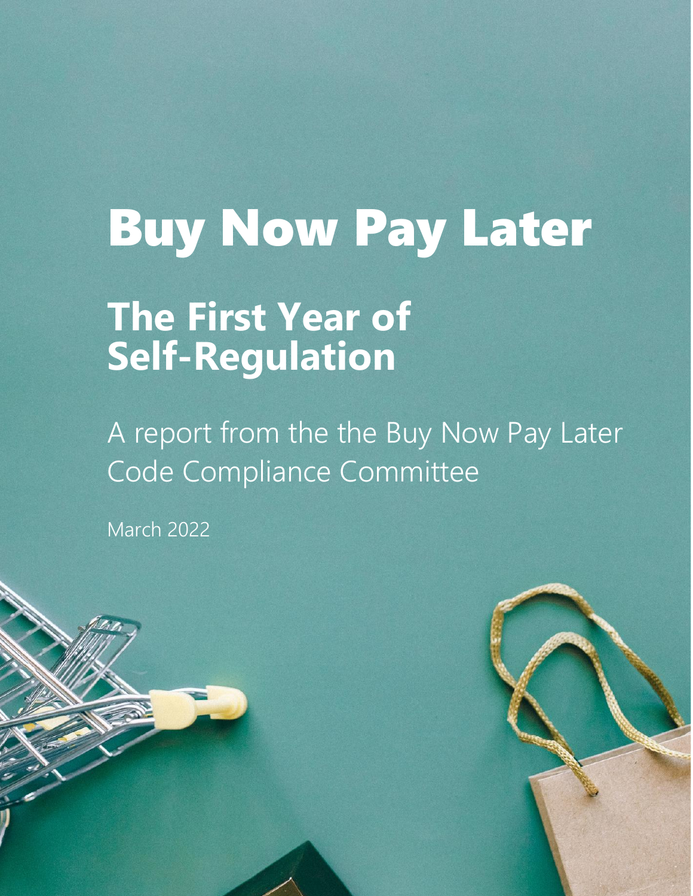# Buy Now Pay Later

## The First Year of Self-Regulation

A report from the the Buy Now Pay Later Code Compliance Committee

March 2022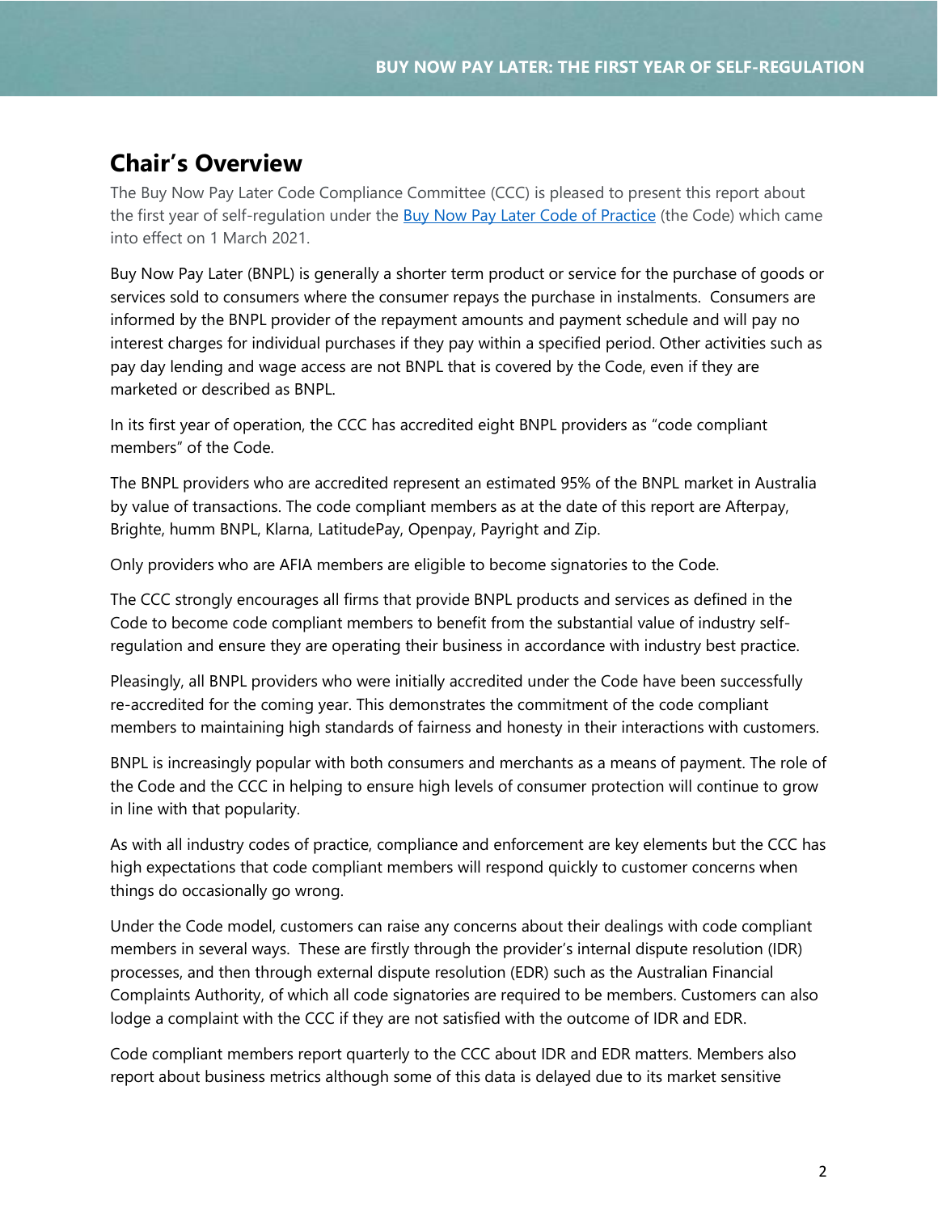## Chair's Overview

The Buy Now Pay Later Code Compliance Committee (CCC) is pleased to present this report about the first year of self-regulation under the [Buy Now Pay Later Code of Practice](#) (the Code) which came into effect on 1 March 2021.

Buy Now Pay Later (BNPL) is generally a shorter term product or service for the purchase of goods or services sold to consumers where the consumer repays the purchase in instalments. Consumers are informed by the BNPL provider of the repayment amounts and payment schedule and will pay no interest charges for individual purchases if they pay within a specified period. Other activities such as pay day lending and wage access are not BNPL that is covered by the Code, even if they are marketed or described as BNPL.

In its first year of operation, the CCC has accredited eight BNPL providers as "code compliant members" of the Code.

The BNPL providers who are accredited represent an estimated 95% of the BNPL market in Australia by value of transactions. The code compliant members as at the date of this report are Afterpay, Brighte, humm BNPL, Klarna, LatitudePay, Openpay, Payright and Zip.

Only providers who are AFIA members are eligible to become signatories to the Code.

The CCC strongly encourages all firms that provide BNPL products and services as defined in the Code to become code compliant members to benefit from the substantial value of industry self-regulation and ensure they are operating their business in accordance with industry best practice.

Pleasingly, all BNPL providers who were initially accredited under the Code have been successfully re-accredited for the coming year. This demonstrates the commitment of the code compliant members to maintaining high standards of fairness and honesty in their interactions with customers.

BNPL is increasingly popular with both consumers and merchants as a means of payment. The role of the Code and the CCC in helping to ensure high levels of consumer protection will continue to grow in line with that popularity.

As with all industry codes of practice, compliance and enforcement are key elements but the CCC has high expectations that code compliant members will respond quickly to customer concerns when things do occasionally go wrong.

Under the Code model, customers can raise any concerns about their dealings with code compliant members in several ways. These are firstly through the provider's internal dispute resolution (IDR) processes, and then through external dispute resolution (EDR) such as the Australian Financial Complaints Authority, of which all code signatories are required to be members. Customers can also lodge a complaint with the CCC if they are not satisfied with the outcome of IDR and EDR.

Code compliant members report quarterly to the CCC about IDR and EDR matters. Members also report about business metrics although some of this data is delayed due to its market sensitive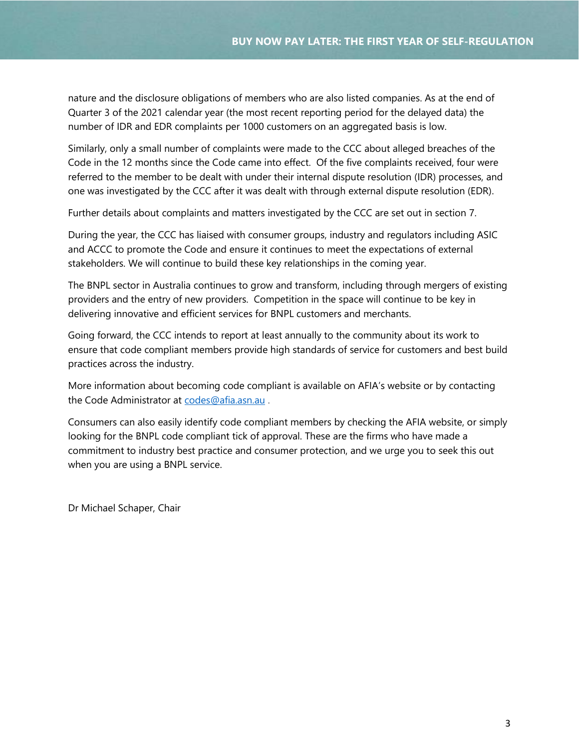nature and the disclosure obligations of members who are also listed companies. As at the end of Quarter 3 of the 2021 calendar year (the most recent reporting period for the delayed data) the number of IDR and EDR complaints per 1000 customers on an aggregated basis is low.

Similarly, only a small number of complaints were made to the CCC about alleged breaches of the Code in the 12 months since the Code came into effect. Of the five complaints received, four were referred to the member to be dealt with under their internal dispute resolution (IDR) processes, and one was investigated by the CCC after it was dealt with through external dispute resolution (EDR).

Further details about complaints and matters investigated by the CCC are set out in section 7.

During the year, the CCC has liaised with consumer groups, industry and regulators including ASIC and ACCC to promote the Code and ensure it continues to meet the expectations of external stakeholders. We will continue to build these key relationships in the coming year.

The BNPL sector in Australia continues to grow and transform, including through mergers of existing providers and the entry of new providers. Competition in the space will continue to be key in delivering innovative and efficient services for BNPL customers and merchants.

Going forward, the CCC intends to report at least annually to the community about its work to ensure that code compliant members provide high standards of service for customers and best build practices across the industry.

More information about becoming code compliant is available on AFIA's website or by contacting the Code Administrator at [codes@afia.asn.au](mailto:codes@afia.asn.au) .

Consumers can also easily identify code compliant members by checking the AFIA website, or simply looking for the BNPL code compliant tick of approval. These are the firms who have made a commitment to industry best practice and consumer protection, and we urge you to seek this out when you are using a BNPL service.

Dr Michael Schaper, Chair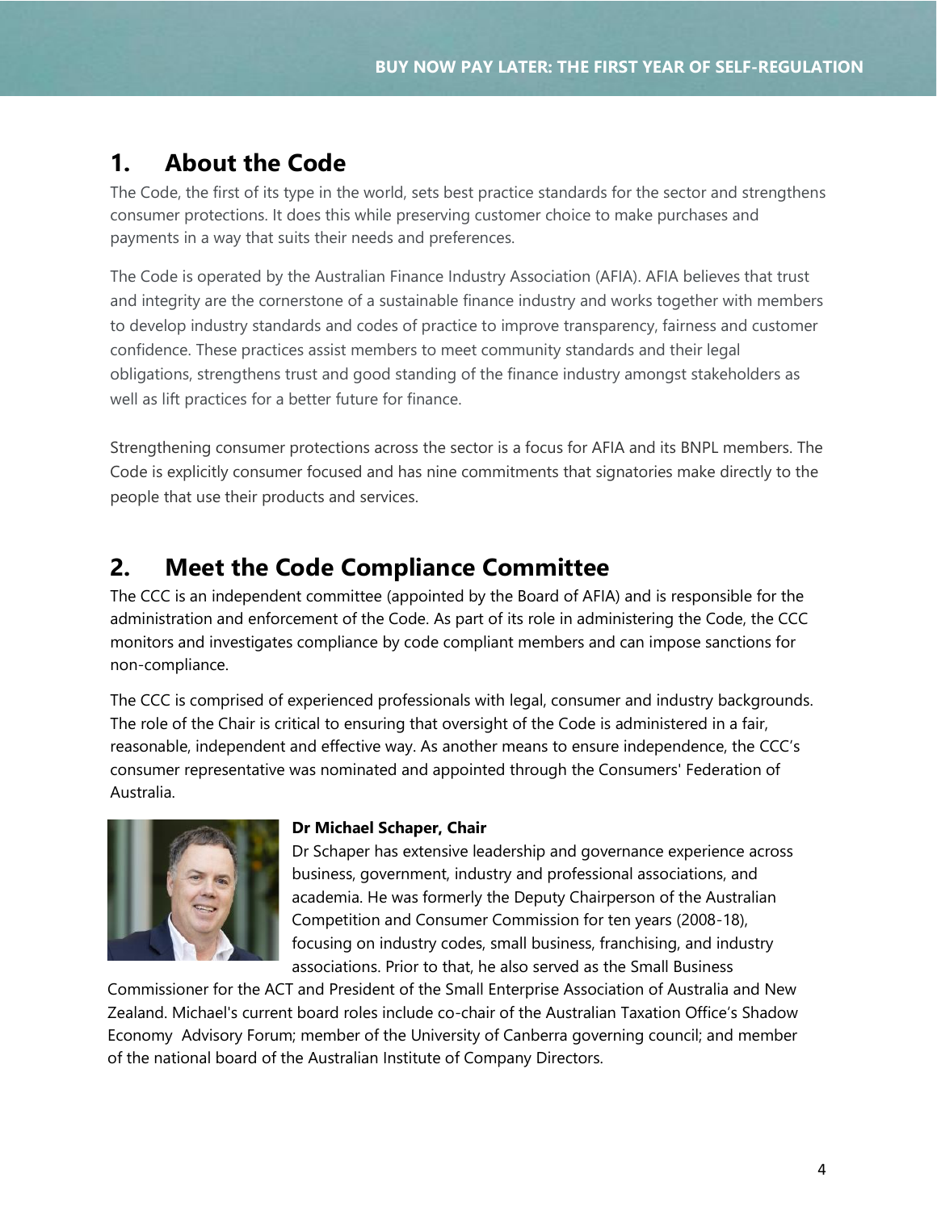## 1. About the Code

The Code, the first of its type in the world, sets best practice standards for the sector and strengthens consumer protections. It does this while preserving customer choice to make purchases and payments in a way that suits their needs and preferences.

The Code is operated by the Australian Finance Industry Association (AFIA). AFIA believes that trust and integrity are the cornerstone of a sustainable finance industry and works together with members to develop industry standards and codes of practice to improve transparency, fairness and customer confidence. These practices assist members to meet community standards and their legal obligations, strengthens trust and good standing of the finance industry amongst stakeholders as well as lift practices for a better future for finance.

Strengthening consumer protections across the sector is a focus for AFIA and its BNPL members. The Code is explicitly consumer focused and has nine commitments that signatories make directly to the people that use their products and services.

## 2. Meet the Code Compliance Committee

The CCC is an independent committee (appointed by the Board of AFIA) and is responsible for the administration and enforcement of the Code. As part of its role in administering the Code, the CCC monitors and investigates compliance by code compliant members and can impose sanctions for non-compliance.

The CCC is comprised of experienced professionals with legal, consumer and industry backgrounds. The role of the Chair is critical to ensuring that oversight of the Code is administered in a fair, reasonable, independent and effective way. As another means to ensure independence, the CCC's consumer representative was nominated and appointed through the Consumers' Federation of Australia.

**Dr Michael Schaper, Chair**

Dr Schaper has extensive leadership and governance experience across business, government, industry and professional associations, and academia. He was formerly the Deputy Chairperson of the Australian Competition and Consumer Commission for ten years (2008-18), focusing on industry codes, small business, franchising, and industry associations. Prior to that, he also served as the Small Business Commissioner for the ACT and President of the Small Enterprise Association of Australia and New Zealand. Michael's current board roles include co-chair of the Australian Taxation Office's Shadow Economy Advisory Forum; member of the University of Canberra governing council; and member of the national board of the Australian Institute of Company Directors.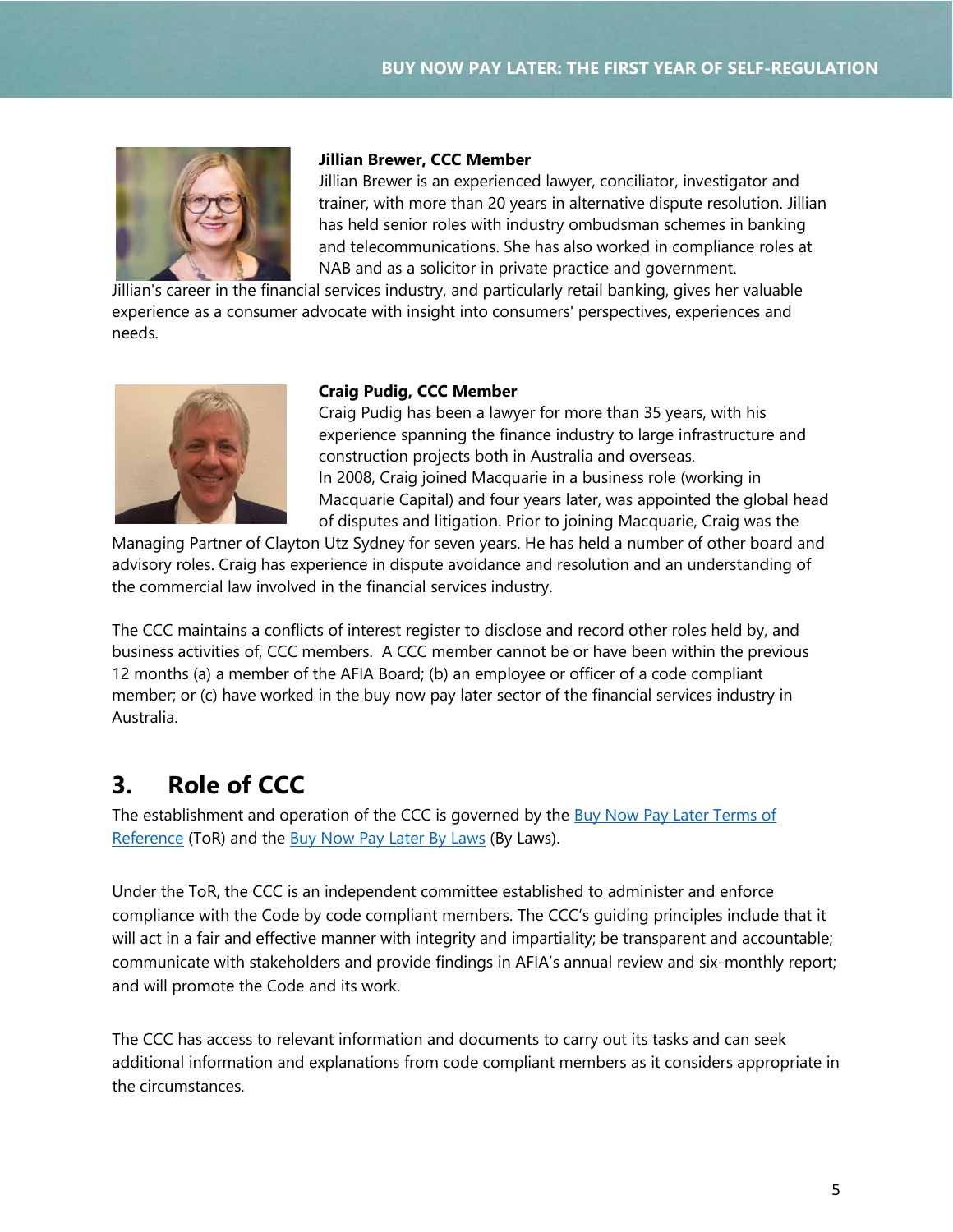**Jillian Brewer, CCC Member**

Jillian Brewer is an experienced lawyer, conciliator, investigator and trainer, with more than 20 years in alternative dispute resolution. Jillian has held senior roles with industry ombudsman schemes in banking and telecommunications. She has also worked in compliance roles at NAB and as a solicitor in private practice and government. Jillian's career in the financial services industry, and particularly retail banking, gives her valuable experience as a consumer advocate with insight into consumers' perspectives, experiences and needs.

**Craig Pudig, CCC Member**

Craig Pudig has been a lawyer for more than 35 years, with his experience spanning the finance industry to large infrastructure and construction projects both in Australia and overseas.
In 2008, Craig joined Macquarie in a business role (working in Macquarie Capital) and four years later, was appointed the global head of disputes and litigation. Prior to joining Macquarie, Craig was the Managing Partner of Clayton Utz Sydney for seven years. He has held a number of other board and advisory roles. Craig has experience in dispute avoidance and resolution and an understanding of the commercial law involved in the financial services industry.

The CCC maintains a conflicts of interest register to disclose and record other roles held by, and business activities of, CCC members. A CCC member cannot be or have been within the previous 12 months (a) a member of the AFIA Board; (b) an employee or officer of a code compliant member; or (c) have worked in the buy now pay later sector of the financial services industry in Australia.

## 3. Role of CCC

The establishment and operation of the CCC is governed by the Buy Now Pay Later Terms of Reference (ToR) and the Buy Now Pay Later By Laws (By Laws).

Under the ToR, the CCC is an independent committee established to administer and enforce compliance with the Code by code compliant members. The CCC's guiding principles include that it will act in a fair and effective manner with integrity and impartiality; be transparent and accountable; communicate with stakeholders and provide findings in AFIA's annual review and six-monthly report; and will promote the Code and its work.

The CCC has access to relevant information and documents to carry out its tasks and can seek additional information and explanations from code compliant members as it considers appropriate in the circumstances.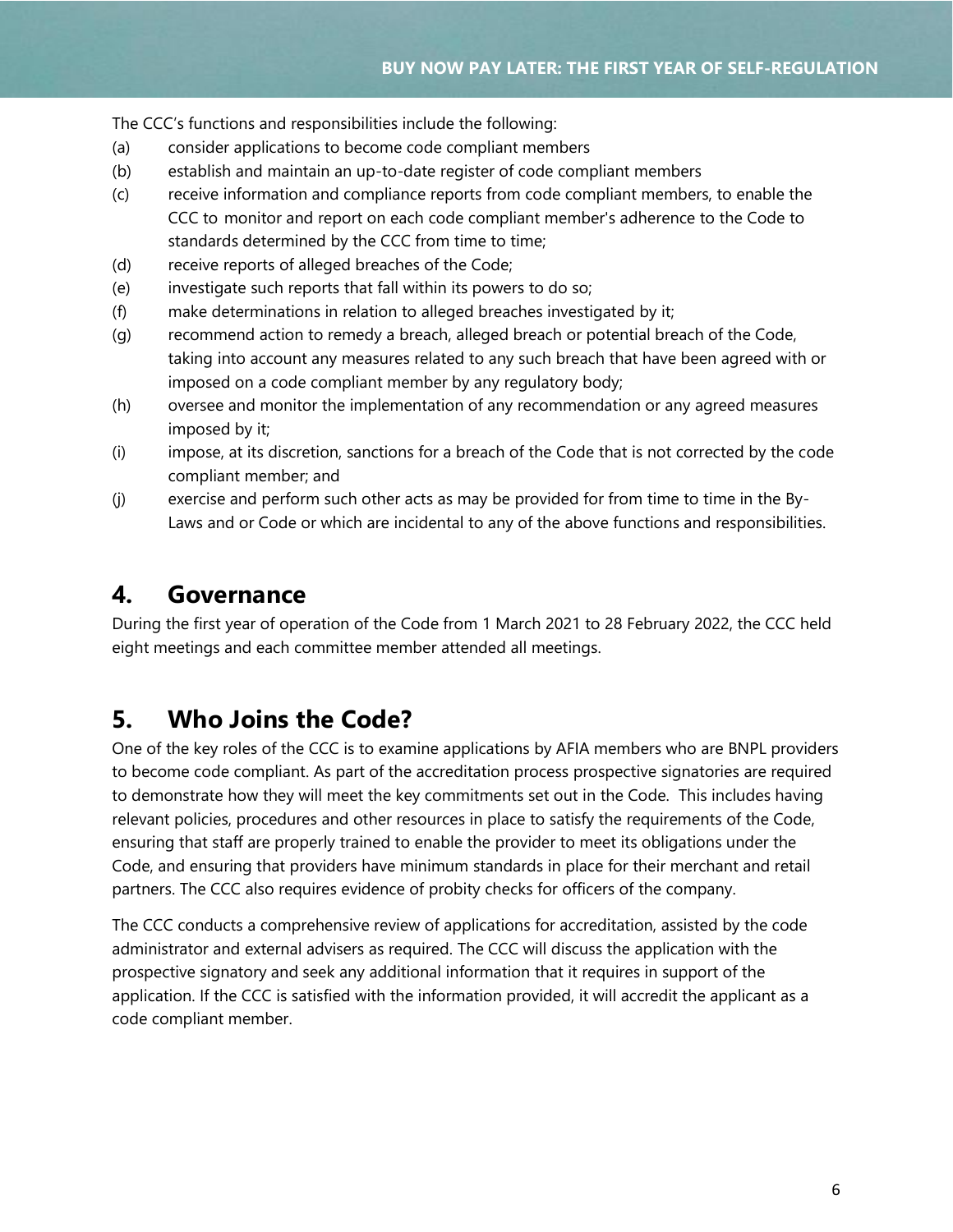The CCC's functions and responsibilities include the following:

(a) consider applications to become code compliant members

(b) establish and maintain an up-to-date register of code compliant members

(c) receive information and compliance reports from code compliant members, to enable the CCC to monitor and report on each code compliant member's adherence to the Code to standards determined by the CCC from time to time;

(d) receive reports of alleged breaches of the Code;

(e) investigate such reports that fall within its powers to do so;

(f) make determinations in relation to alleged breaches investigated by it;

(g) recommend action to remedy a breach, alleged breach or potential breach of the Code, taking into account any measures related to any such breach that have been agreed with or imposed on a code compliant member by any regulatory body;

(h) oversee and monitor the implementation of any recommendation or any agreed measures imposed by it;

(i) impose, at its discretion, sanctions for a breach of the Code that is not corrected by the code compliant member; and

(j) exercise and perform such other acts as may be provided for from time to time in the By-Laws and or Code or which are incidental to any of the above functions and responsibilities.

## 4. Governance

During the first year of operation of the Code from 1 March 2021 to 28 February 2022, the CCC held eight meetings and each committee member attended all meetings.

## 5. Who Joins the Code?

One of the key roles of the CCC is to examine applications by AFIA members who are BNPL providers to become code compliant. As part of the accreditation process prospective signatories are required to demonstrate how they will meet the key commitments set out in the Code. This includes having relevant policies, procedures and other resources in place to satisfy the requirements of the Code, ensuring that staff are properly trained to enable the provider to meet its obligations under the Code, and ensuring that providers have minimum standards in place for their merchant and retail partners. The CCC also requires evidence of probity checks for officers of the company.

The CCC conducts a comprehensive review of applications for accreditation, assisted by the code administrator and external advisers as required. The CCC will discuss the application with the prospective signatory and seek any additional information that it requires in support of the application. If the CCC is satisfied with the information provided, it will accredit the applicant as a code compliant member.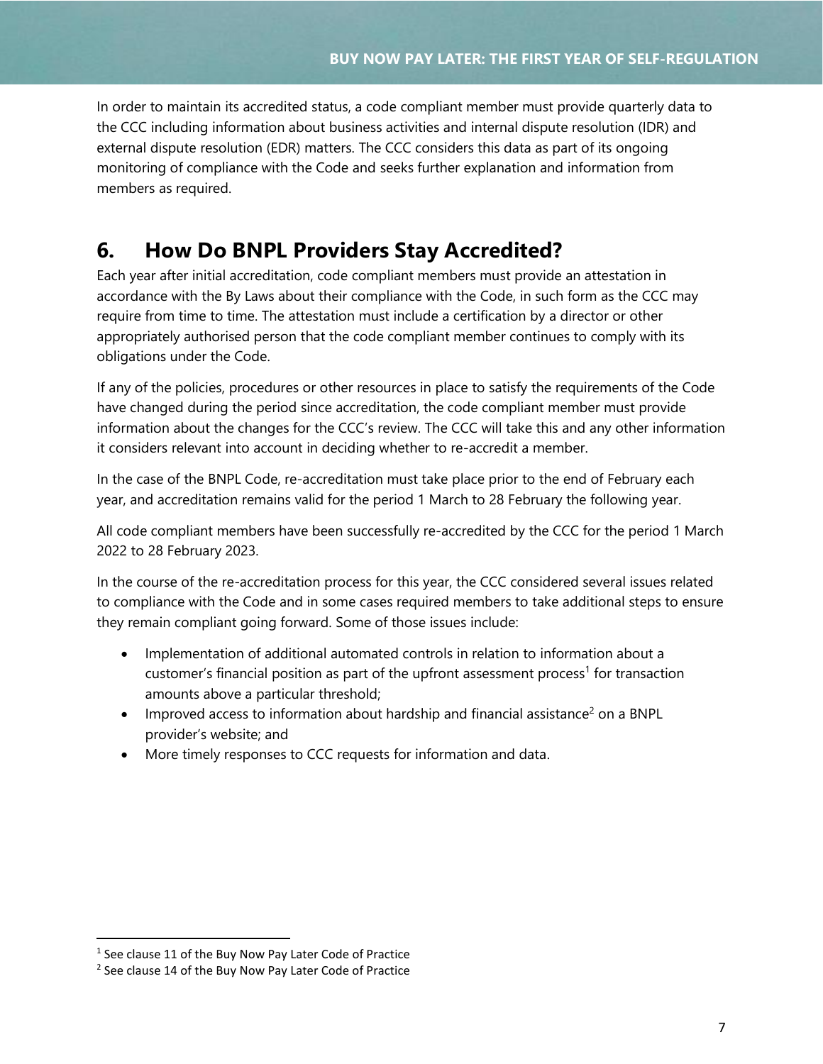In order to maintain its accredited status, a code compliant member must provide quarterly data to the CCC including information about business activities and internal dispute resolution (IDR) and external dispute resolution (EDR) matters. The CCC considers this data as part of its ongoing monitoring of compliance with the Code and seeks further explanation and information from members as required.

## 6. How Do BNPL Providers Stay Accredited?

Each year after initial accreditation, code compliant members must provide an attestation in accordance with the By Laws about their compliance with the Code, in such form as the CCC may require from time to time. The attestation must include a certification by a director or other appropriately authorised person that the code compliant member continues to comply with its obligations under the Code.

If any of the policies, procedures or other resources in place to satisfy the requirements of the Code have changed during the period since accreditation, the code compliant member must provide information about the changes for the CCC's review. The CCC will take this and any other information it considers relevant into account in deciding whether to re-accredit a member.

In the case of the BNPL Code, re-accreditation must take place prior to the end of February each year, and accreditation remains valid for the period 1 March to 28 February the following year.

All code compliant members have been successfully re-accredited by the CCC for the period 1 March 2022 to 28 February 2023.

In the course of the re-accreditation process for this year, the CCC considered several issues related to compliance with the Code and in some cases required members to take additional steps to ensure they remain compliant going forward. Some of those issues include:

- Implementation of additional automated controls in relation to information about a customer's financial position as part of the upfront assessment process[1] for transaction amounts above a particular threshold;
- Improved access to information about hardship and financial assistance[2] on a BNPL provider's website; and
- More timely responses to CCC requests for information and data.

[1] See clause 11 of the Buy Now Pay Later Code of Practice

[2] See clause 14 of the Buy Now Pay Later Code of Practice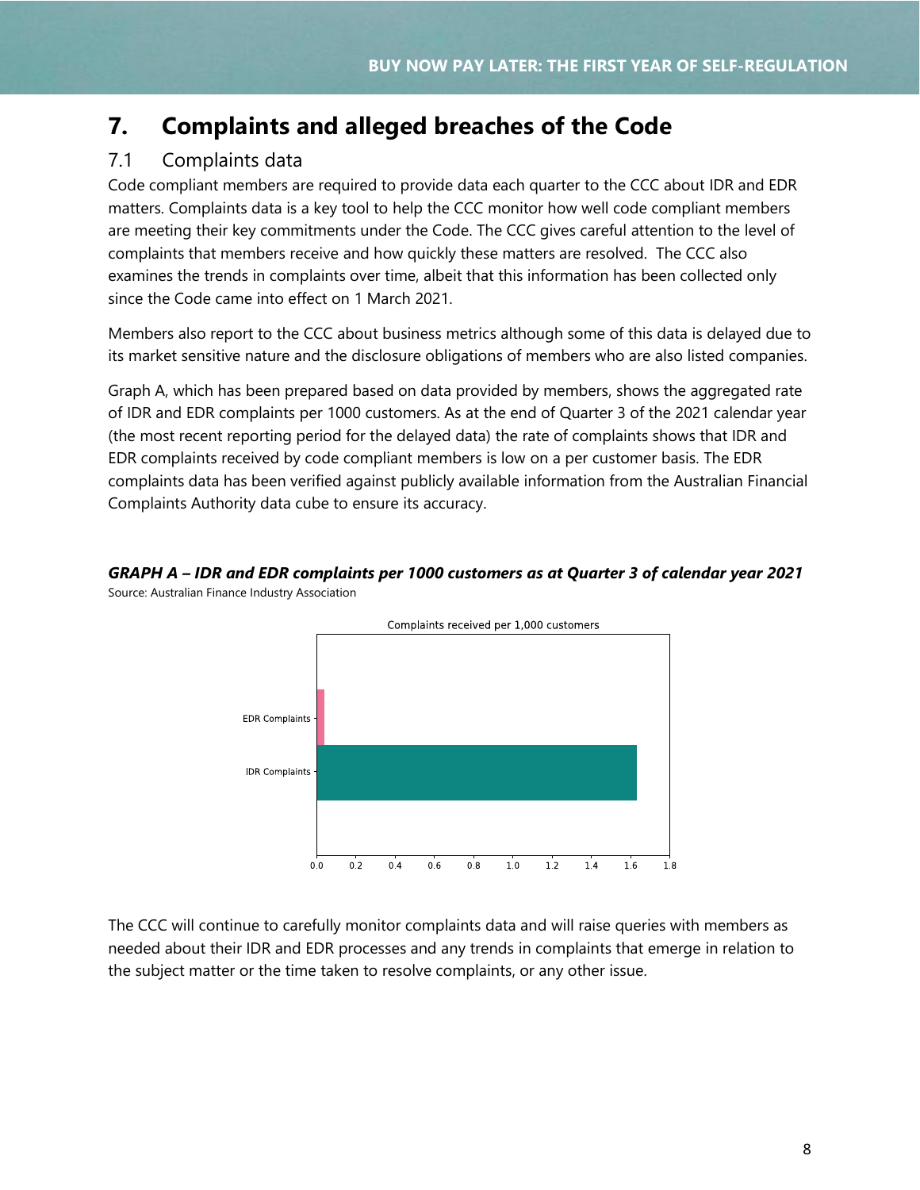# 7. Complaints and alleged breaches of the Code

## 7.1 Complaints data

Code compliant members are required to provide data each quarter to the CCC about IDR and EDR matters. Complaints data is a key tool to help the CCC monitor how well code compliant members are meeting their key commitments under the Code. The CCC gives careful attention to the level of complaints that members receive and how quickly these matters are resolved. The CCC also examines the trends in complaints over time, albeit that this information has been collected only since the Code came into effect on 1 March 2021.

Members also report to the CCC about business metrics although some of this data is delayed due to its market sensitive nature and the disclosure obligations of members who are also listed companies.

Graph A, which has been prepared based on data provided by members, shows the aggregated rate of IDR and EDR complaints per 1000 customers. As at the end of Quarter 3 of the 2021 calendar year (the most recent reporting period for the delayed data) the rate of complaints shows that IDR and EDR complaints received by code compliant members is low on a per customer basis. The EDR complaints data has been verified against publicly available information from the Australian Financial Complaints Authority data cube to ensure its accuracy.

***GRAPH A – IDR and EDR complaints per 1000 customers as at Quarter 3 of calendar year 2021***

Source: Australian Finance Industry Association

Complaints received per 1,000 customers

EDR Complaints

IDR Complaints

0.0 0.2 0.4 0.6 0.8 1.0 1.2 1.4 1.6 1.8

The CCC will continue to carefully monitor complaints data and will raise queries with members as needed about their IDR and EDR processes and any trends in complaints that emerge in relation to the subject matter or the time taken to resolve complaints, or any other issue.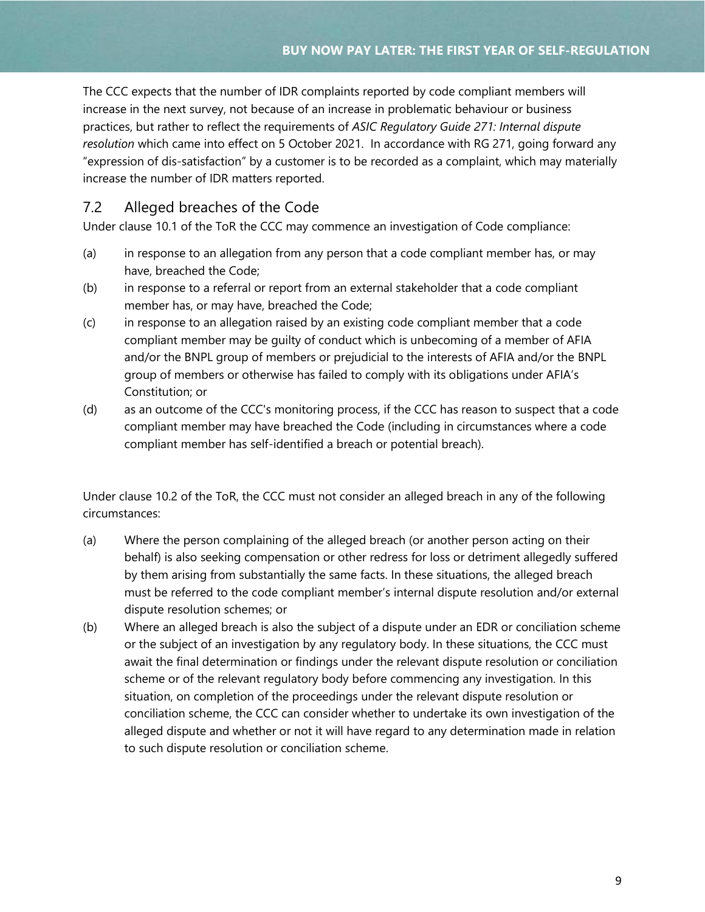The CCC expects that the number of IDR complaints reported by code compliant members will increase in the next survey, not because of an increase in problematic behaviour or business practices, but rather to reflect the requirements of *ASIC Regulatory Guide 271: Internal dispute resolution* which came into effect on 5 October 2021. In accordance with RG 271, going forward any "expression of dis-satisfaction" by a customer is to be recorded as a complaint, which may materially increase the number of IDR matters reported.

## 7.2 Alleged breaches of the Code

Under clause 10.1 of the ToR the CCC may commence an investigation of Code compliance:

(a) in response to an allegation from any person that a code compliant member has, or may have, breached the Code;

(b) in response to a referral or report from an external stakeholder that a code compliant member has, or may have, breached the Code;

(c) in response to an allegation raised by an existing code compliant member that a code compliant member may be guilty of conduct which is unbecoming of a member of AFIA and/or the BNPL group of members or prejudicial to the interests of AFIA and/or the BNPL group of members or otherwise has failed to comply with its obligations under AFIA's Constitution; or

(d) as an outcome of the CCC's monitoring process, if the CCC has reason to suspect that a code compliant member may have breached the Code (including in circumstances where a code compliant member has self-identified a breach or potential breach).

Under clause 10.2 of the ToR, the CCC must not consider an alleged breach in any of the following circumstances:

(a) Where the person complaining of the alleged breach (or another person acting on their behalf) is also seeking compensation or other redress for loss or detriment allegedly suffered by them arising from substantially the same facts. In these situations, the alleged breach must be referred to the code compliant member's internal dispute resolution and/or external dispute resolution schemes; or

(b) Where an alleged breach is also the subject of a dispute under an EDR or conciliation scheme or the subject of an investigation by any regulatory body. In these situations, the CCC must await the final determination or findings under the relevant dispute resolution or conciliation scheme or of the relevant regulatory body before commencing any investigation. In this situation, on completion of the proceedings under the relevant dispute resolution or conciliation scheme, the CCC can consider whether to undertake its own investigation of the alleged dispute and whether or not it will have regard to any determination made in relation to such dispute resolution or conciliation scheme.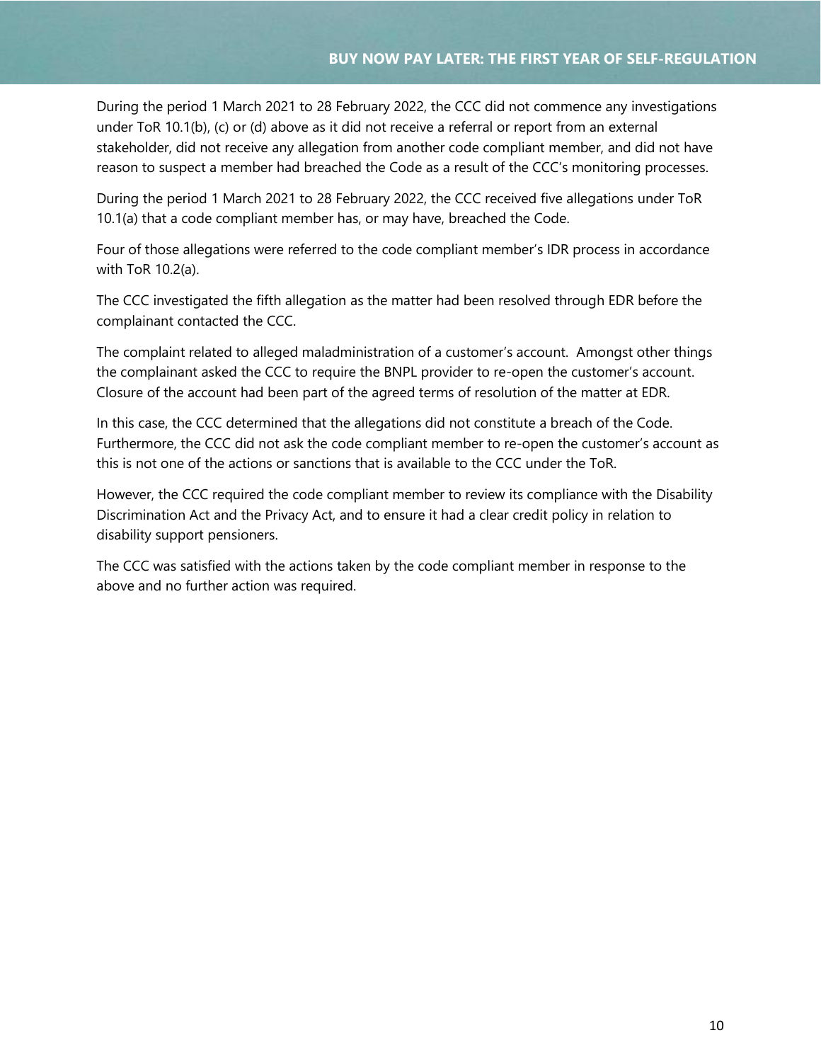During the period 1 March 2021 to 28 February 2022, the CCC did not commence any investigations under ToR 10.1(b), (c) or (d) above as it did not receive a referral or report from an external stakeholder, did not receive any allegation from another code compliant member, and did not have reason to suspect a member had breached the Code as a result of the CCC's monitoring processes.

During the period 1 March 2021 to 28 February 2022, the CCC received five allegations under ToR 10.1(a) that a code compliant member has, or may have, breached the Code.

Four of those allegations were referred to the code compliant member's IDR process in accordance with ToR 10.2(a).

The CCC investigated the fifth allegation as the matter had been resolved through EDR before the complainant contacted the CCC.

The complaint related to alleged maladministration of a customer's account. Amongst other things the complainant asked the CCC to require the BNPL provider to re-open the customer's account. Closure of the account had been part of the agreed terms of resolution of the matter at EDR.

In this case, the CCC determined that the allegations did not constitute a breach of the Code. Furthermore, the CCC did not ask the code compliant member to re-open the customer's account as this is not one of the actions or sanctions that is available to the CCC under the ToR.

However, the CCC required the code compliant member to review its compliance with the Disability Discrimination Act and the Privacy Act, and to ensure it had a clear credit policy in relation to disability support pensioners.

The CCC was satisfied with the actions taken by the code compliant member in response to the above and no further action was required.